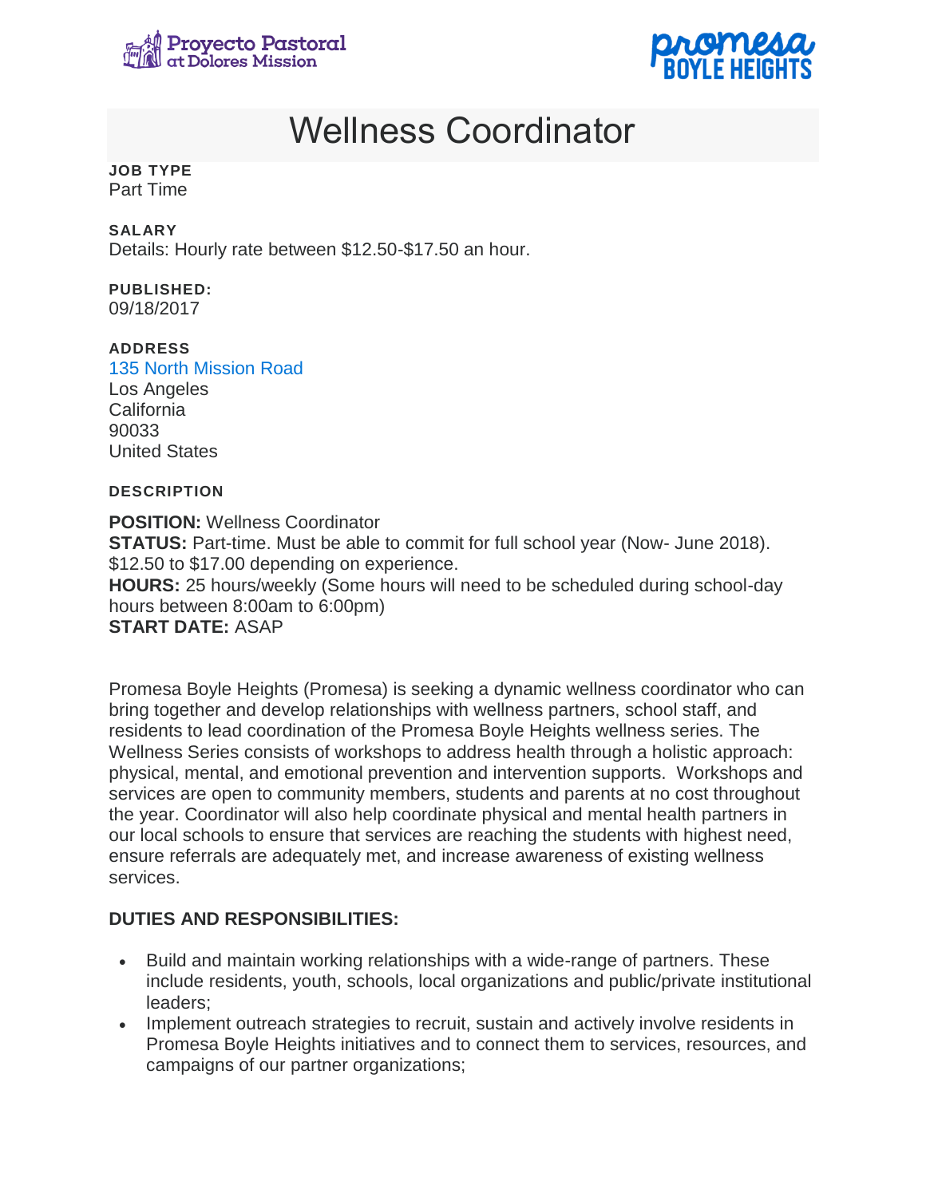Proyecto Pastoral at Dolores Mission

promesa BOYLE HEIGHTS

# Wellness Coordinator

**JOB TYPE**
Part Time

**SALARY**
Details: Hourly rate between $12.50-$17.50 an hour.

**PUBLISHED:**
09/18/2017

**ADDRESS**
135 North Mission Road
Los Angeles
California
90033
United States

**DESCRIPTION**

**POSITION:** Wellness Coordinator
**STATUS:** Part-time. Must be able to commit for full school year (Now- June 2018). $12.50 to $17.00 depending on experience.
**HOURS:** 25 hours/weekly (Some hours will need to be scheduled during school-day hours between 8:00am to 6:00pm)
**START DATE:** ASAP

Promesa Boyle Heights (Promesa) is seeking a dynamic wellness coordinator who can bring together and develop relationships with wellness partners, school staff, and residents to lead coordination of the Promesa Boyle Heights wellness series. The Wellness Series consists of workshops to address health through a holistic approach: physical, mental, and emotional prevention and intervention supports. Workshops and services are open to community members, students and parents at no cost throughout the year. Coordinator will also help coordinate physical and mental health partners in our local schools to ensure that services are reaching the students with highest need, ensure referrals are adequately met, and increase awareness of existing wellness services.

**DUTIES AND RESPONSIBILITIES:**

- Build and maintain working relationships with a wide-range of partners. These include residents, youth, schools, local organizations and public/private institutional leaders;
- Implement outreach strategies to recruit, sustain and actively involve residents in Promesa Boyle Heights initiatives and to connect them to services, resources, and campaigns of our partner organizations;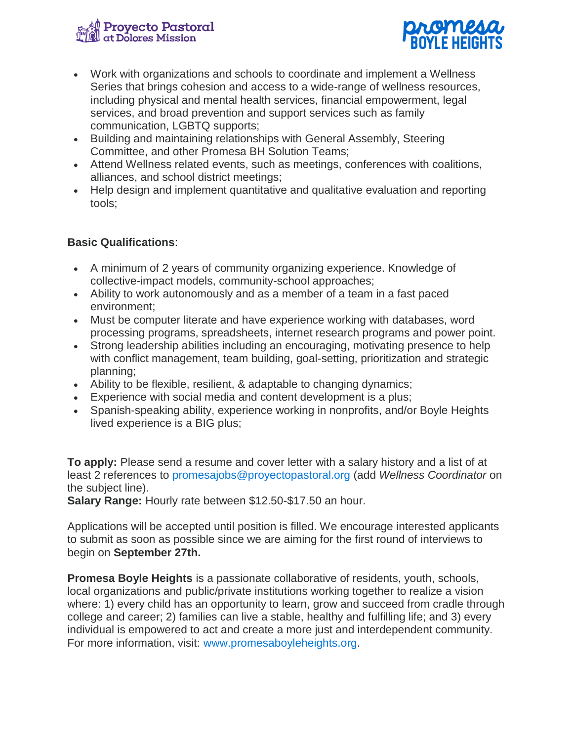- Work with organizations and schools to coordinate and implement a Wellness Series that brings cohesion and access to a wide-range of wellness resources, including physical and mental health services, financial empowerment, legal services, and broad prevention and support services such as family communication, LGBTQ supports;
- Building and maintaining relationships with General Assembly, Steering Committee, and other Promesa BH Solution Teams;
- Attend Wellness related events, such as meetings, conferences with coalitions, alliances, and school district meetings;
- Help design and implement quantitative and qualitative evaluation and reporting tools;

**Basic Qualifications**:

- A minimum of 2 years of community organizing experience. Knowledge of collective-impact models, community-school approaches;
- Ability to work autonomously and as a member of a team in a fast paced environment;
- Must be computer literate and have experience working with databases, word processing programs, spreadsheets, internet research programs and power point.
- Strong leadership abilities including an encouraging, motivating presence to help with conflict management, team building, goal-setting, prioritization and strategic planning;
- Ability to be flexible, resilient, & adaptable to changing dynamics;
- Experience with social media and content development is a plus;
- Spanish-speaking ability, experience working in nonprofits, and/or Boyle Heights lived experience is a BIG plus;

**To apply:** Please send a resume and cover letter with a salary history and a list of at least 2 references to promesajobs@proyectopastoral.org (add *Wellness Coordinator* on the subject line).
**Salary Range:** Hourly rate between $12.50-$17.50 an hour.

Applications will be accepted until position is filled. We encourage interested applicants to submit as soon as possible since we are aiming for the first round of interviews to begin on **September 27th.**

**Promesa Boyle Heights** is a passionate collaborative of residents, youth, schools, local organizations and public/private institutions working together to realize a vision where: 1) every child has an opportunity to learn, grow and succeed from cradle through college and career; 2) families can live a stable, healthy and fulfilling life; and 3) every individual is empowered to act and create a more just and interdependent community. For more information, visit: www.promesaboyleheights.org.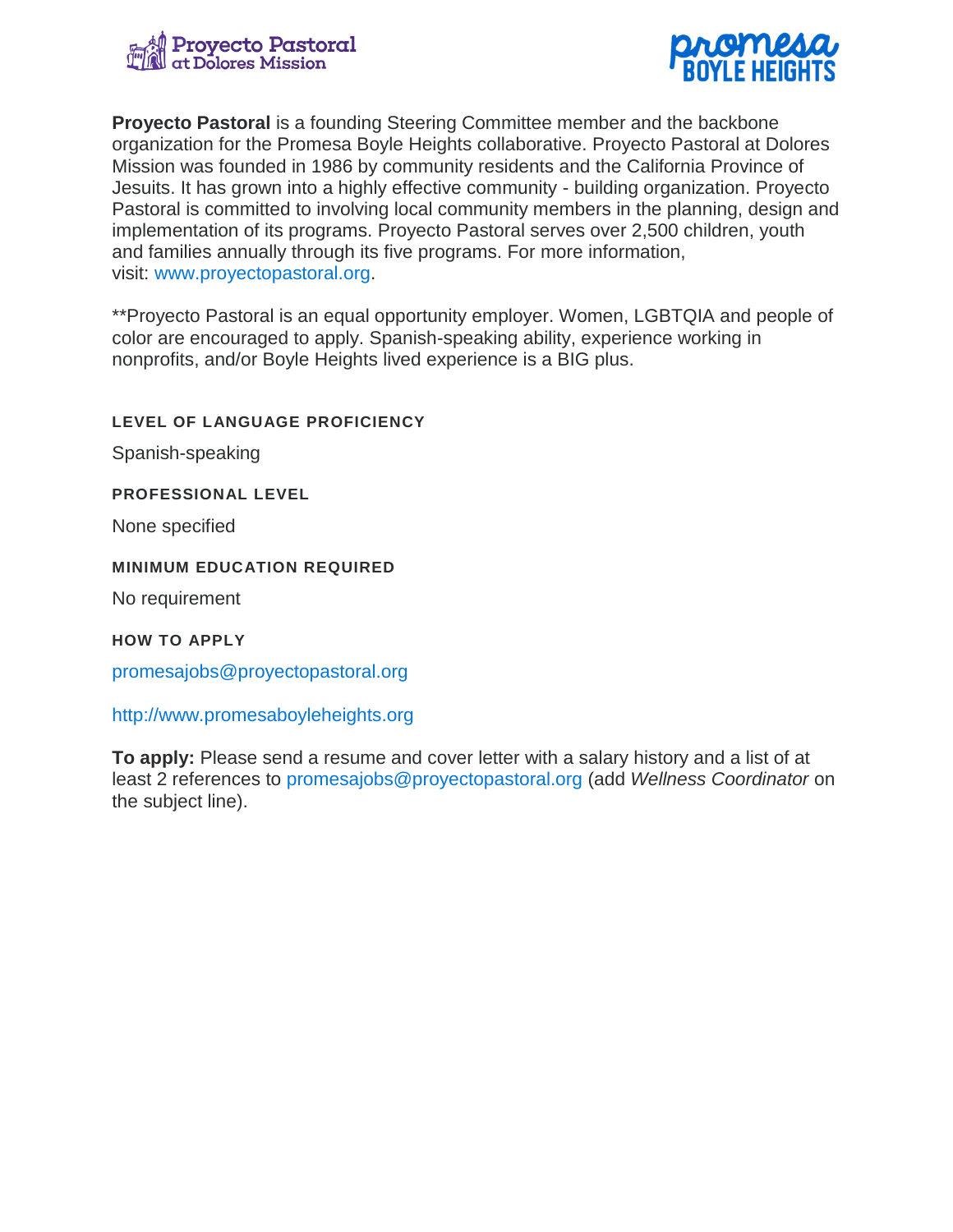**Proyecto Pastoral** is a founding Steering Committee member and the backbone organization for the Promesa Boyle Heights collaborative. Proyecto Pastoral at Dolores Mission was founded in 1986 by community residents and the California Province of Jesuits. It has grown into a highly effective community - building organization. Proyecto Pastoral is committed to involving local community members in the planning, design and implementation of its programs. Proyecto Pastoral serves over 2,500 children, youth and families annually through its five programs. For more information, visit: www.proyectopastoral.org.

**Proyecto Pastoral is an equal opportunity employer. Women, LGBTQIA and people of color are encouraged to apply. Spanish-speaking ability, experience working in nonprofits, and/or Boyle Heights lived experience is a BIG plus.

#### LEVEL OF LANGUAGE PROFICIENCY

Spanish-speaking

#### PROFESSIONAL LEVEL

None specified

#### MINIMUM EDUCATION REQUIRED

No requirement

#### HOW TO APPLY

promesajobs@proyectopastoral.org

http://www.promesaboyleheights.org

**To apply:** Please send a resume and cover letter with a salary history and a list of at least 2 references to promesajobs@proyectopastoral.org (add *Wellness Coordinator* on the subject line).